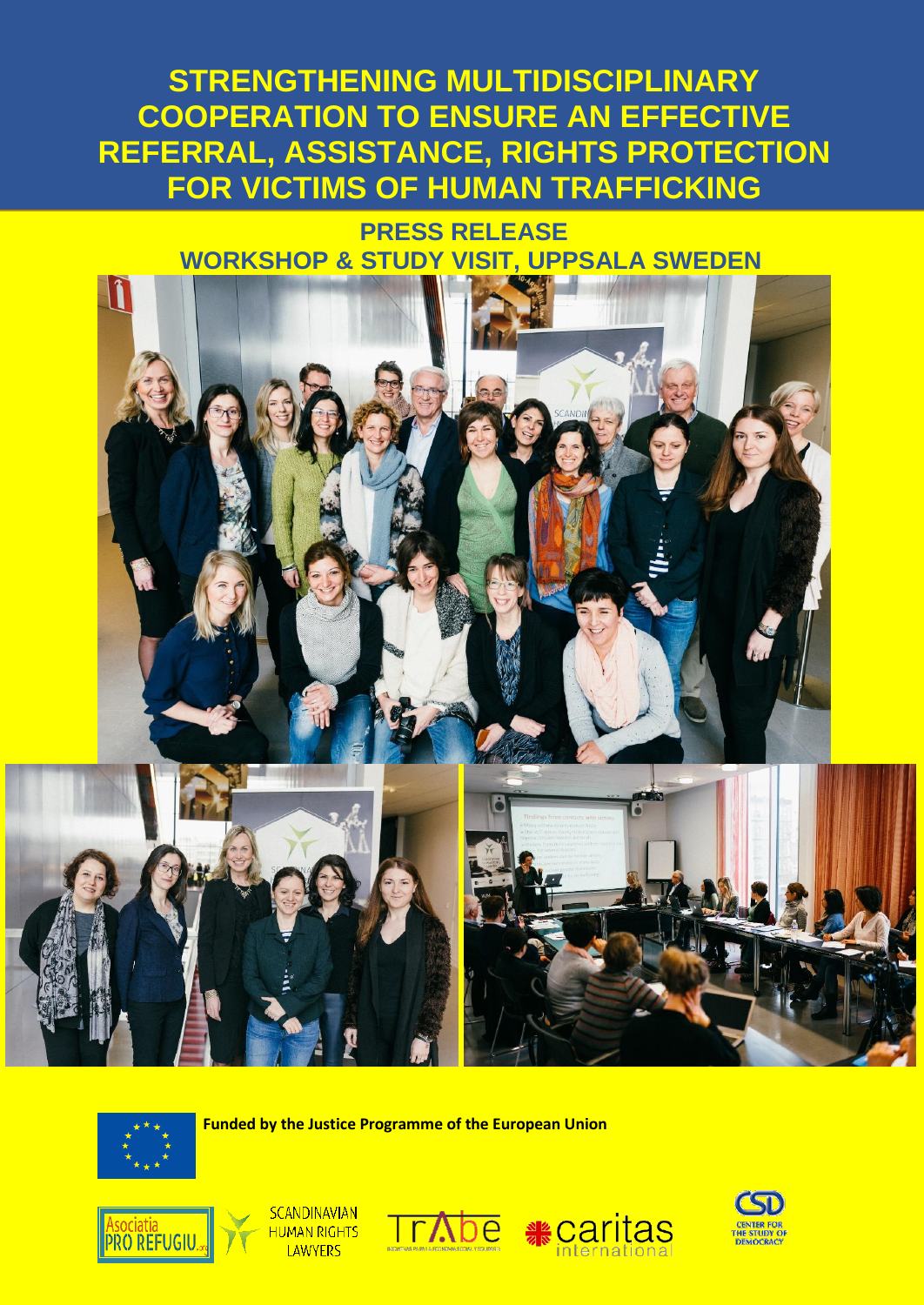# STRENGTHENING MULTIDISCIPLINARY COOPERATION TO ENSURE AN EFFECTIVE REFERRAL, ASSISTANCE, RIGHTS PROTECTION FOR VICTIMS OF HUMAN TRAFFICKING

## PRESS RELEASE

## WORKSHOP & STUDY VISIT, UPPSALA SWEDEN

**Funded by the Justice Programme of the European Union**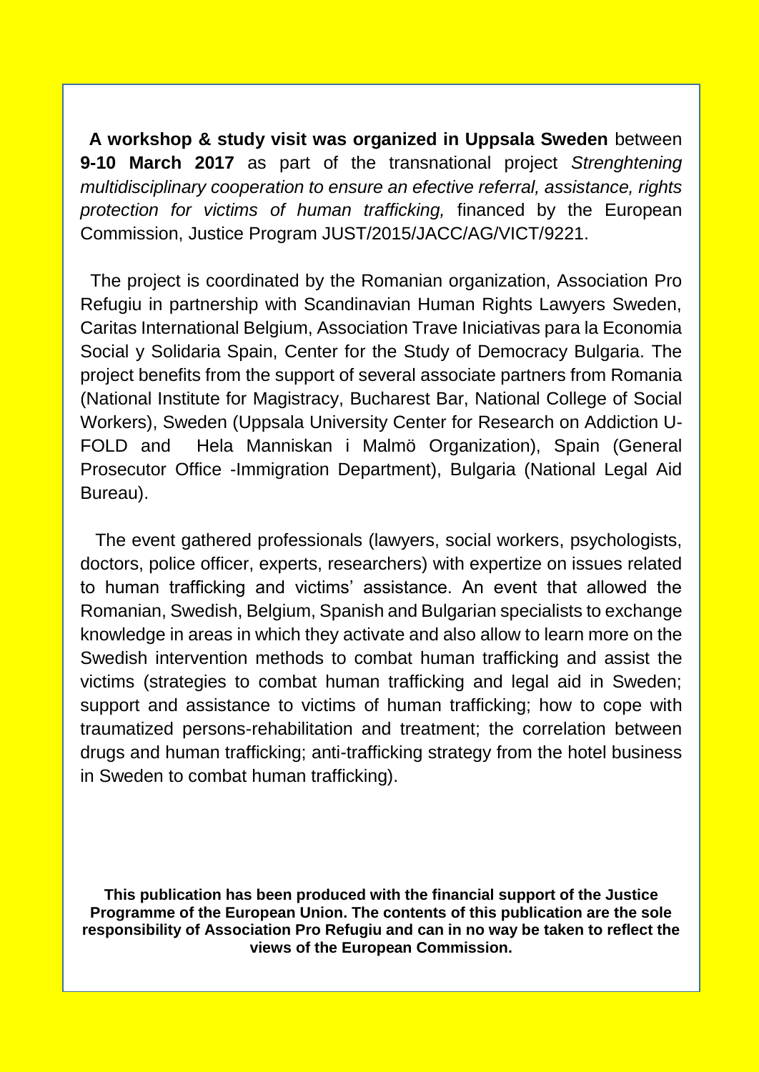**A workshop & study visit was organized in Uppsala Sweden** between **9-10 March 2017** as part of the transnational project *Strenghtening multidisciplinary cooperation to ensure an efective referral, assistance, rights protection for victims of human trafficking,* financed by the European Commission, Justice Program JUST/2015/JACC/AG/VICT/9221.

The project is coordinated by the Romanian organization, Association Pro Refugiu in partnership with Scandinavian Human Rights Lawyers Sweden, Caritas International Belgium, Association Trave Iniciativas para la Economia Social y Solidaria Spain, Center for the Study of Democracy Bulgaria. The project benefits from the support of several associate partners from Romania (National Institute for Magistracy, Bucharest Bar, National College of Social Workers), Sweden (Uppsala University Center for Research on Addiction U-FOLD and Hela Manniskan i Malmö Organization), Spain (General Prosecutor Office -Immigration Department), Bulgaria (National Legal Aid Bureau).

The event gathered professionals (lawyers, social workers, psychologists, doctors, police officer, experts, researchers) with expertize on issues related to human trafficking and victims' assistance. An event that allowed the Romanian, Swedish, Belgium, Spanish and Bulgarian specialists to exchange knowledge in areas in which they activate and also allow to learn more on the Swedish intervention methods to combat human trafficking and assist the victims (strategies to combat human trafficking and legal aid in Sweden; support and assistance to victims of human trafficking; how to cope with traumatized persons-rehabilitation and treatment; the correlation between drugs and human trafficking; anti-trafficking strategy from the hotel business in Sweden to combat human trafficking).

**This publication has been produced with the financial support of the Justice Programme of the European Union. The contents of this publication are the sole responsibility of Association Pro Refugiu and can in no way be taken to reflect the views of the European Commission.**